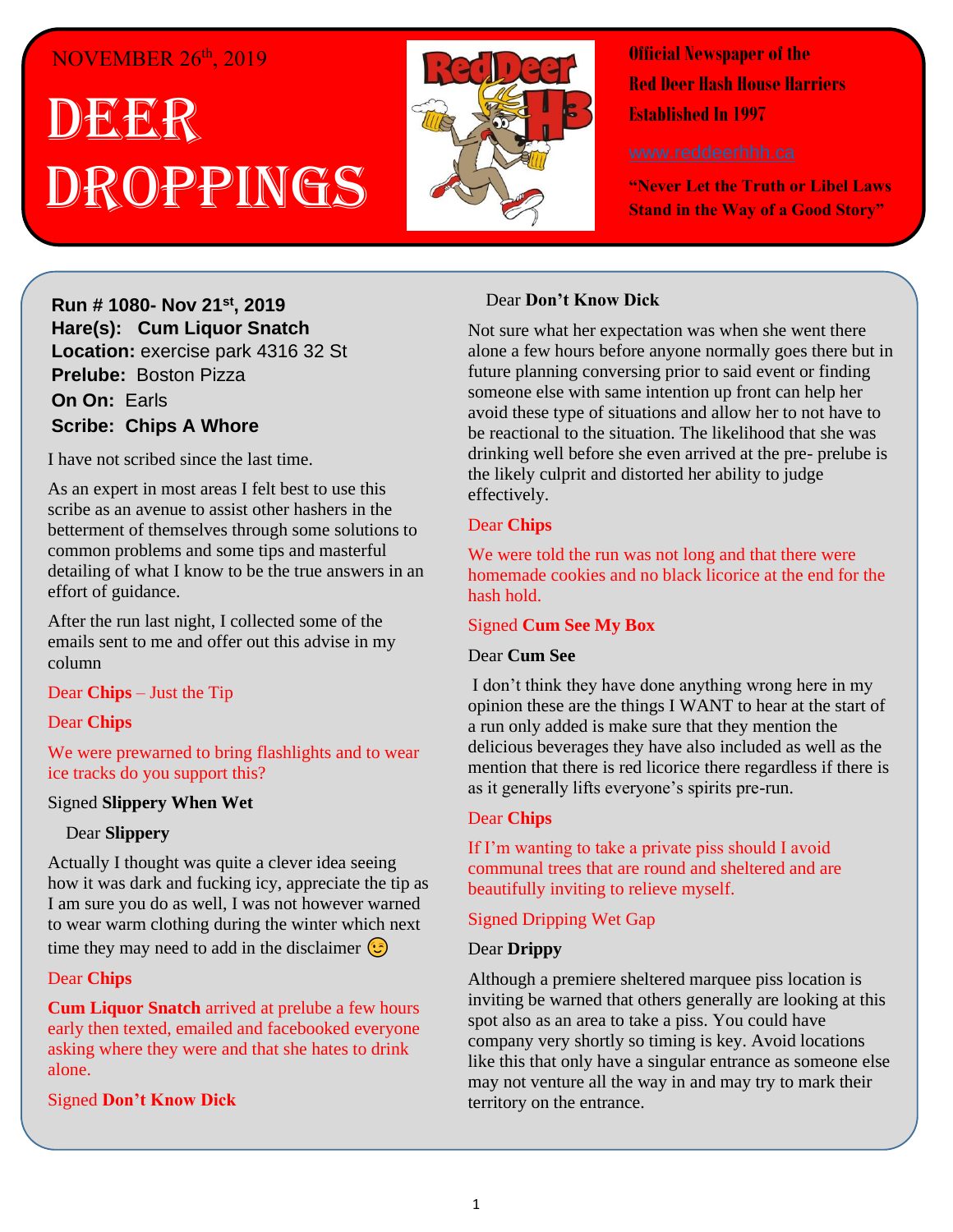NOVEMBER 26th, 2019

# DEER DROPPINGS

**Official Newspaper of the Red Deer Hash House Harriers Established In 1997**

www.reddeerhhh.ca

**"Never Let the Truth or Libel Laws Stand in the Way of a Good Story"**

**Run # 1080- Nov 21st, 2019**
**Hare(s): Cum Liquor Snatch**
**Location:** exercise park 4316 32 St
**Prelube:** Boston Pizza
**On On:** Earls
**Scribe: Chips A Whore**

I have not scribed since the last time.

As an expert in most areas I felt best to use this scribe as an avenue to assist other hashers in the betterment of themselves through some solutions to common problems and some tips and masterful detailing of what I know to be the true answers in an effort of guidance.

After the run last night, I collected some of the emails sent to me and offer out this advise in my column

Dear **Chips** – Just the Tip

Dear **Chips**

We were prewarned to bring flashlights and to wear ice tracks do you support this?

Signed **Slippery When Wet**

Dear **Slippery**

Actually I thought was quite a clever idea seeing how it was dark and fucking icy, appreciate the tip as I am sure you do as well, I was not however warned to wear warm clothing during the winter which next time they may need to add in the disclaimer 😉

Dear **Chips**

**Cum Liquor Snatch** arrived at prelube a few hours early then texted, emailed and facebooked everyone asking where they were and that she hates to drink alone.

Signed **Don't Know Dick**

Dear **Don't Know Dick**

Not sure what her expectation was when she went there alone a few hours before anyone normally goes there but in future planning conversing prior to said event or finding someone else with same intention up front can help her avoid these type of situations and allow her to not have to be reactional to the situation. The likelihood that she was drinking well before she even arrived at the pre- prelube is the likely culprit and distorted her ability to judge effectively.

Dear **Chips**

We were told the run was not long and that there were homemade cookies and no black licorice at the end for the hash hold.

Signed **Cum See My Box**

Dear **Cum See**

I don't think they have done anything wrong here in my opinion these are the things I WANT to hear at the start of a run only added is make sure that they mention the delicious beverages they have also included as well as the mention that there is red licorice there regardless if there is as it generally lifts everyone's spirits pre-run.

Dear **Chips**

If I'm wanting to take a private piss should I avoid communal trees that are round and sheltered and are beautifully inviting to relieve myself.

Signed Dripping Wet Gap

Dear **Drippy**

Although a premiere sheltered marquee piss location is inviting be warned that others generally are looking at this spot also as an area to take a piss. You could have company very shortly so timing is key. Avoid locations like this that only have a singular entrance as someone else may not venture all the way in and may try to mark their territory on the entrance.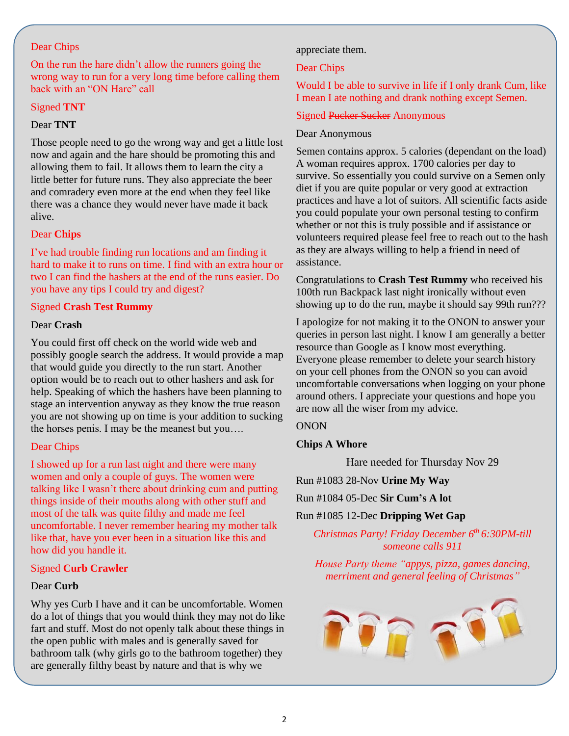Dear Chips

On the run the hare didn't allow the runners going the wrong way to run for a very long time before calling them back with an "ON Hare" call

Signed **TNT**

Dear **TNT**

Those people need to go the wrong way and get a little lost now and again and the hare should be promoting this and allowing them to fail. It allows them to learn the city a little better for future runs. They also appreciate the beer and comradery even more at the end when they feel like there was a chance they would never have made it back alive.

Dear **Chips**

I've had trouble finding run locations and am finding it hard to make it to runs on time. I find with an extra hour or two I can find the hashers at the end of the runs easier. Do you have any tips I could try and digest?

Signed **Crash Test Rummy**

Dear **Crash**

You could first off check on the world wide web and possibly google search the address. It would provide a map that would guide you directly to the run start. Another option would be to reach out to other hashers and ask for help. Speaking of which the hashers have been planning to stage an intervention anyway as they know the true reason you are not showing up on time is your addition to sucking the horses penis. I may be the meanest but you….

Dear Chips

I showed up for a run last night and there were many women and only a couple of guys. The women were talking like I wasn't there about drinking cum and putting things inside of their mouths along with other stuff and most of the talk was quite filthy and made me feel uncomfortable. I never remember hearing my mother talk like that, have you ever been in a situation like this and how did you handle it.

Signed **Curb Crawler**

Dear **Curb**

Why yes Curb I have and it can be uncomfortable. Women do a lot of things that you would think they may not do like fart and stuff. Most do not openly talk about these things in the open public with males and is generally saved for bathroom talk (why girls go to the bathroom together) they are generally filthy beast by nature and that is why we appreciate them.

Dear Chips

Would I be able to survive in life if I only drank Cum, like I mean I ate nothing and drank nothing except Semen.

Signed ~~Pucker Sucker~~ Anonymous

Dear Anonymous

Semen contains approx. 5 calories (dependant on the load) A woman requires approx. 1700 calories per day to survive. So essentially you could survive on a Semen only diet if you are quite popular or very good at extraction practices and have a lot of suitors. All scientific facts aside you could populate your own personal testing to confirm whether or not this is truly possible and if assistance or volunteers required please feel free to reach out to the hash as they are always willing to help a friend in need of assistance.

Congratulations to **Crash Test Rummy** who received his 100th run Backpack last night ironically without even showing up to do the run, maybe it should say 99th run???

I apologize for not making it to the ONON to answer your queries in person last night. I know I am generally a better resource than Google as I know most everything. Everyone please remember to delete your search history on your cell phones from the ONON so you can avoid uncomfortable conversations when logging on your phone around others. I appreciate your questions and hope you are now all the wiser from my advice.

ONON

**Chips A Whore**

Hare needed for Thursday Nov 29

Run #1083 28-Nov **Urine My Way**

Run #1084 05-Dec **Sir Cum's A lot**

Run #1085 12-Dec **Dripping Wet Gap**

*Christmas Party! Friday December 6th 6:30PM-till someone calls 911*

*House Party theme "appys, pizza, games dancing, merriment and general feeling of Christmas"*